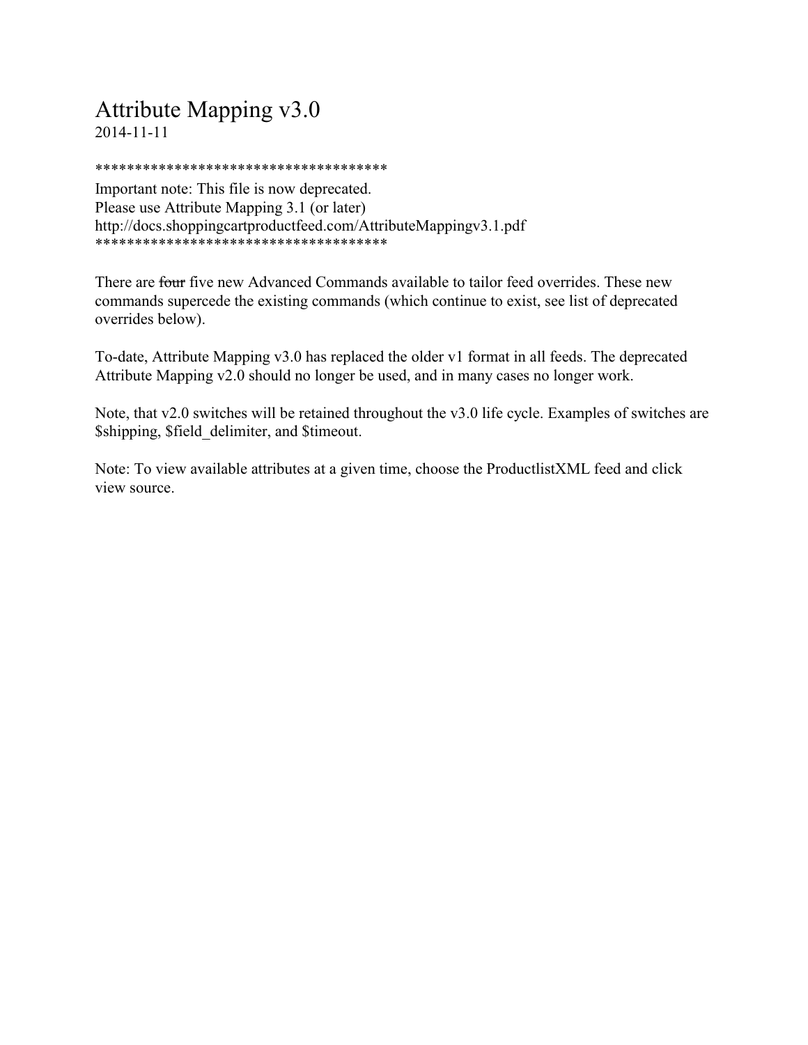# Attribute Mapping v3.0

2014-11-11

*************************************
Important note: This file is now deprecated.
Please use Attribute Mapping 3.1 (or later)
http://docs.shoppingcartproductfeed.com/AttributeMappingv3.1.pdf
*************************************

There are ~~four~~ five new Advanced Commands available to tailor feed overrides. These new commands supercede the existing commands (which continue to exist, see list of deprecated overrides below).

To-date, Attribute Mapping v3.0 has replaced the older v1 format in all feeds. The deprecated Attribute Mapping v2.0 should no longer be used, and in many cases no longer work.

Note, that v2.0 switches will be retained throughout the v3.0 life cycle. Examples of switches are $shipping, $field_delimiter, and $timeout.

Note: To view available attributes at a given time, choose the ProductlistXML feed and click view source.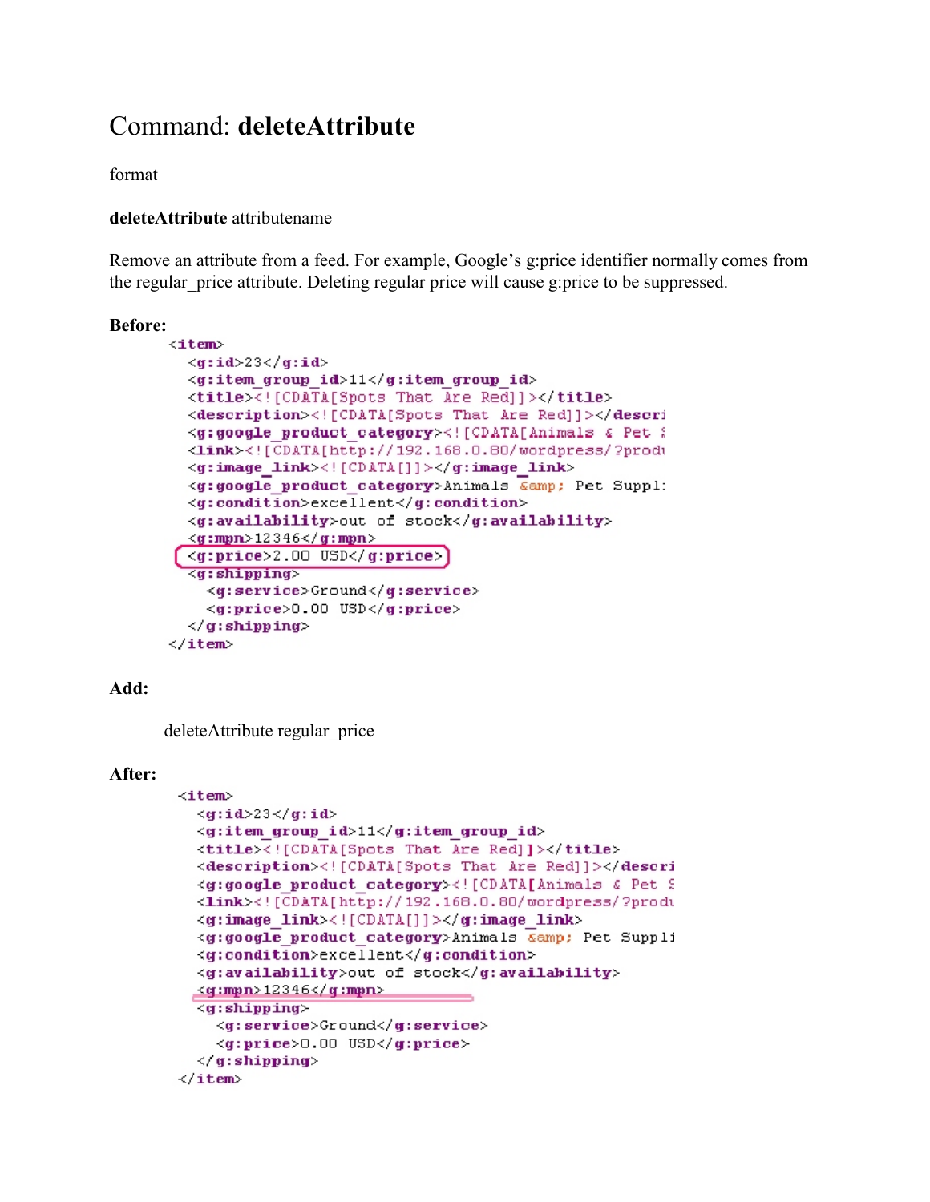# Command: **deleteAttribute**

format

**deleteAttribute** attributename

Remove an attribute from a feed. For example, Google's g:price identifier normally comes from the regular_price attribute. Deleting regular price will cause g:price to be suppressed.

**Before:**

```
<item>
  <g:id>23</g:id>
  <g:item_group_id>11</g:item_group_id>
  <title><![CDATA[Spots That Are Red]]></title>
  <description><![CDATA[Spots That Are Red]]></descri
  <g:google_product_category><![CDATA[Animals & Pet S
  <link><![CDATA[http://192.168.0.80/wordpress/?produ
  <g:image_link><![CDATA[]]></g:image_link>
  <g:google_product_category>Animals &amp; Pet Suppl:
  <g:condition>excellent</g:condition>
  <g:availability>out of stock</g:availability>
  <g:mpn>12346</g:mpn>
  <g:price>2.00 USD</g:price>
  <g:shipping>
    <g:service>Ground</g:service>
    <g:price>0.00 USD</g:price>
  </g:shipping>
</item>
```

**Add:**

deleteAttribute regular_price

**After:**

```
<item>
  <g:id>23</g:id>
  <g:item_group_id>11</g:item_group_id>
  <title><![CDATA[Spots That Are Red]]></title>
  <description><![CDATA[Spots That Are Red]]></descri
  <g:google_product_category><![CDATA[Animals & Pet S
  <link><![CDATA[http://192.168.0.80/wordpress/?produ
  <g:image_link><![CDATA[]]></g:image_link>
  <g:google_product_category>Animals &amp; Pet Suppli
  <g:condition>excellent</g:condition>
  <g:availability>out of stock</g:availability>
  <g:mpn>12346</g:mpn>
  <g:shipping>
    <g:service>Ground</g:service>
    <g:price>0.00 USD</g:price>
  </g:shipping>
</item>
```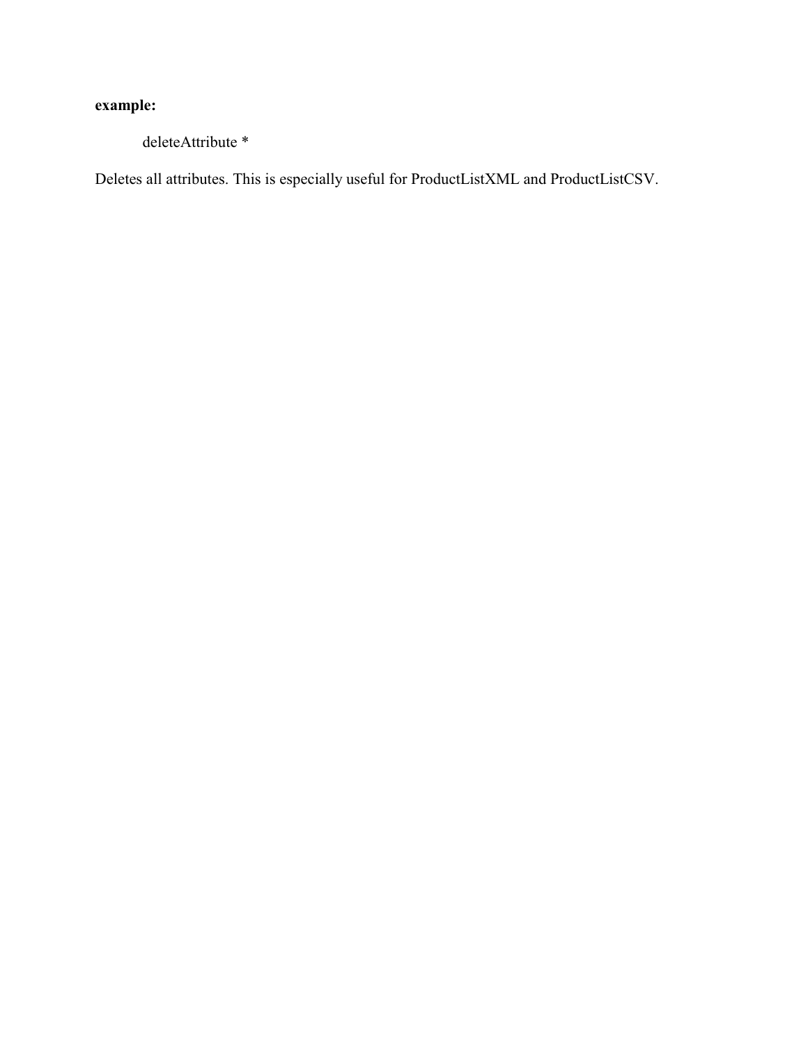**example:**

```
deleteAttribute *
```

Deletes all attributes. This is especially useful for ProductListXML and ProductListCSV.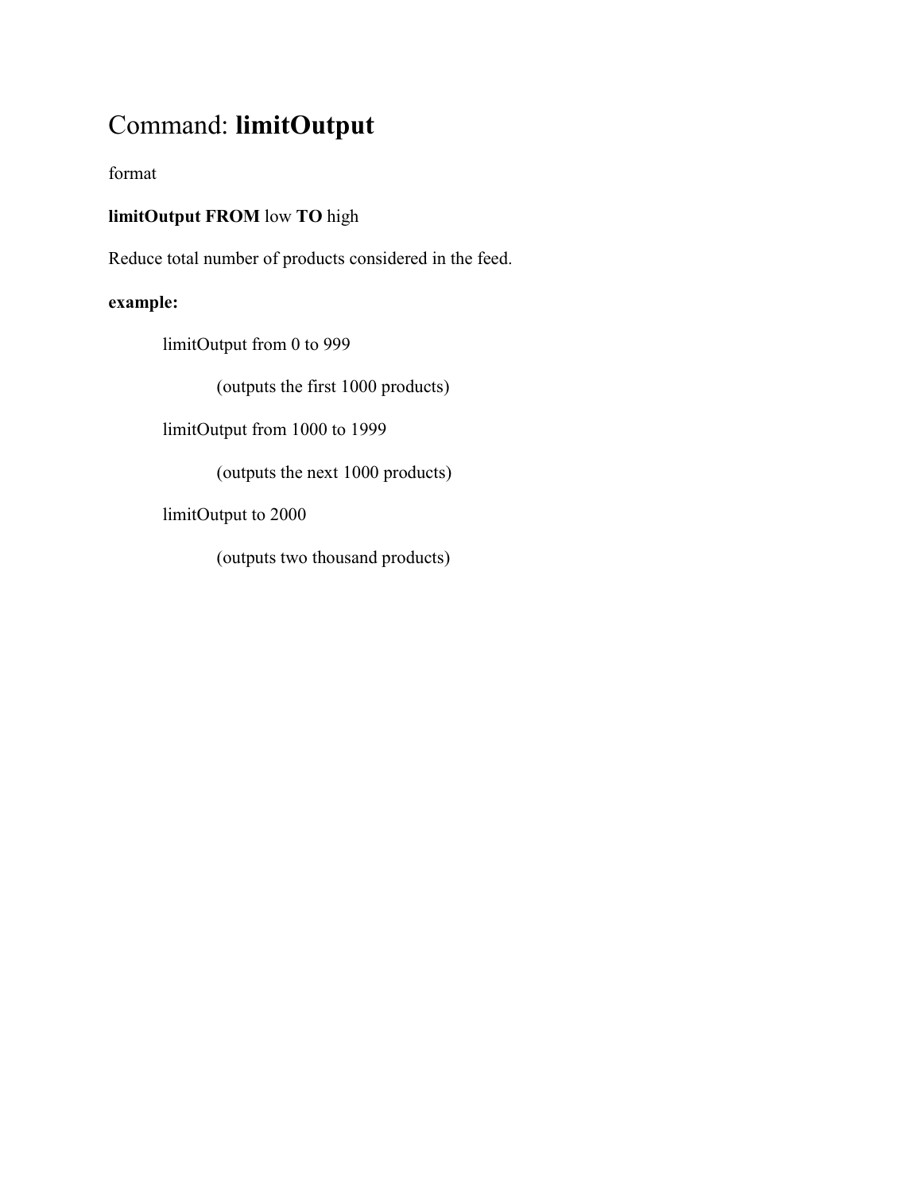# Command: **limitOutput**

format

**limitOutput FROM** low **TO** high

Reduce total number of products considered in the feed.

**example:**

> limitOutput from 0 to 999
>
> > (outputs the first 1000 products)
>
> limitOutput from 1000 to 1999
>
> > (outputs the next 1000 products)
>
> limitOutput to 2000
>
> > (outputs two thousand products)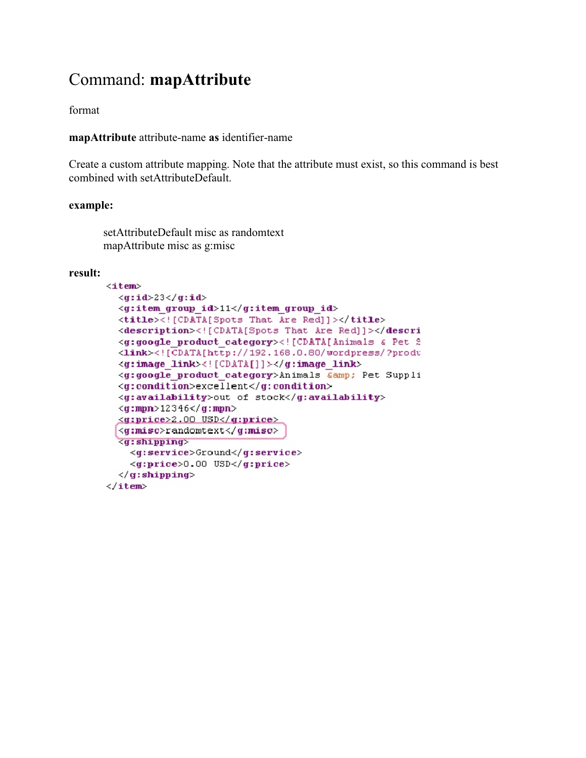# Command: **mapAttribute**

format

**mapAttribute** attribute-name **as** identifier-name

Create a custom attribute mapping. Note that the attribute must exist, so this command is best combined with setAttributeDefault.

**example:**

```
setAttributeDefault misc as randomtext
mapAttribute misc as g:misc
```

**result:**

```
<item>
  <g:id>23</g:id>
  <g:item_group_id>11</g:item_group_id>
  <title><![CDATA[Spots That Are Red]]></title>
  <description><![CDATA[Spots That Are Red]]></descri
  <g:google_product_category><![CDATA[Animals & Pet S
  <link><![CDATA[http://192.168.0.80/wordpress/?produ
  <g:image_link><![CDATA[]]></g:image_link>
  <g:google_product_category>Animals &amp; Pet Suppli
  <g:condition>excellent</g:condition>
  <g:availability>out of stock</g:availability>
  <g:mpn>12346</g:mpn>
  <g:price>2.00 USD</g:price>
  <g:misc>randomtext</g:misc>
  <g:shipping>
    <g:service>Ground</g:service>
    <g:price>0.00 USD</g:price>
  </g:shipping>
</item>
```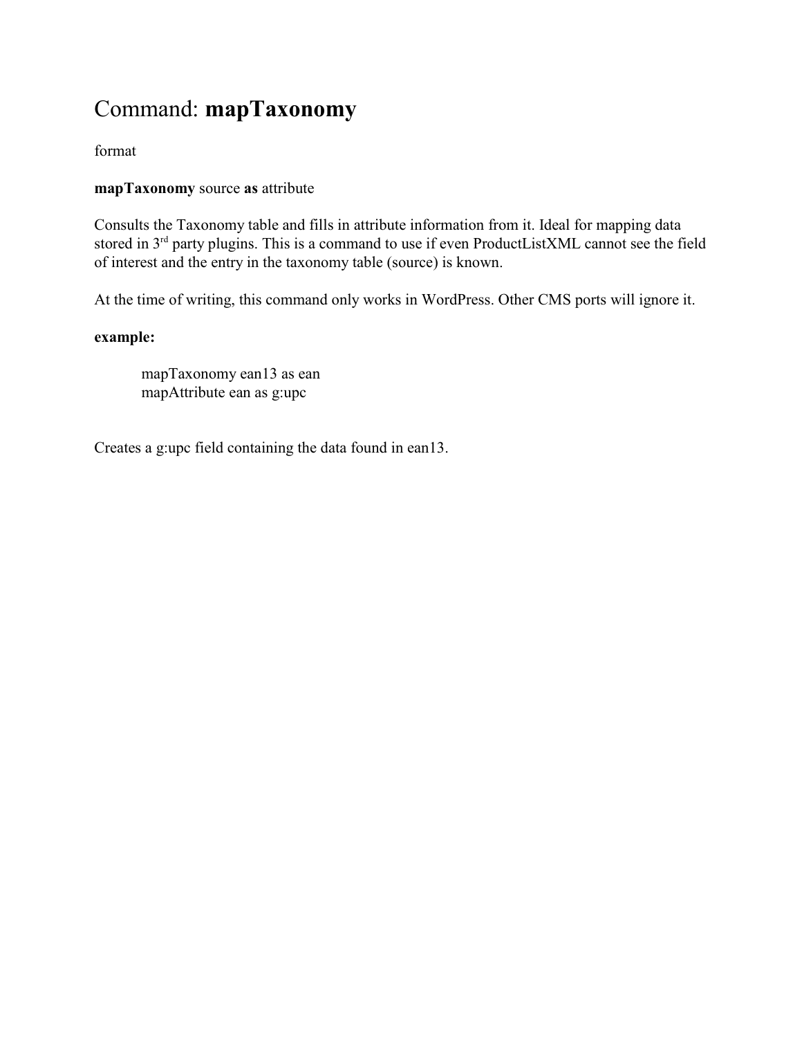# Command: **mapTaxonomy**

format

**mapTaxonomy** source **as** attribute

Consults the Taxonomy table and fills in attribute information from it. Ideal for mapping data stored in 3rd party plugins. This is a command to use if even ProductListXML cannot see the field of interest and the entry in the taxonomy table (source) is known.

At the time of writing, this command only works in WordPress. Other CMS ports will ignore it.

**example:**

```
mapTaxonomy ean13 as ean
mapAttribute ean as g:upc
```

Creates a g:upc field containing the data found in ean13.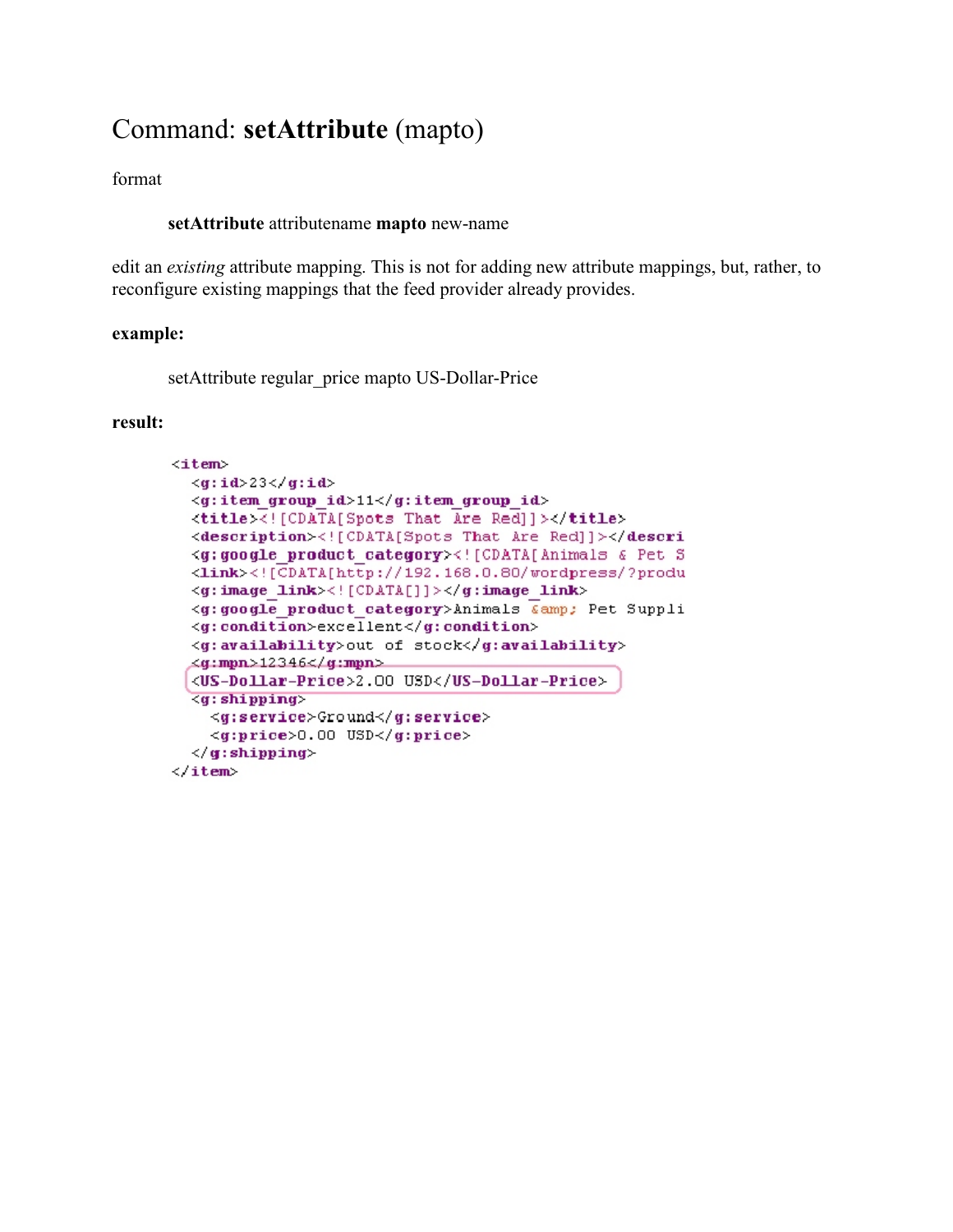# Command: **setAttribute** (mapto)

format

> **setAttribute** attributename **mapto** new-name

edit an *existing* attribute mapping. This is not for adding new attribute mappings, but, rather, to reconfigure existing mappings that the feed provider already provides.

**example:**

> setAttribute regular_price mapto US-Dollar-Price

**result:**

```
<item>
  <g:id>23</g:id>
  <g:item_group_id>11</g:item_group_id>
  <title><![CDATA[Spots That Are Red]]></title>
  <description><![CDATA[Spots That Are Red]]></descri
  <g:google_product_category><![CDATA[Animals & Pet S
  <link><![CDATA[http://192.168.0.80/wordpress/?produ
  <g:image_link><![CDATA[]]></g:image_link>
  <g:google_product_category>Animals &amp; Pet Suppli
  <g:condition>excellent</g:condition>
  <g:availability>out of stock</g:availability>
  <g:mpn>12346</g:mpn>
  <US-Dollar-Price>2.00 USD</US-Dollar-Price>
  <g:shipping>
    <g:service>Ground</g:service>
    <g:price>0.00 USD</g:price>
  </g:shipping>
</item>
```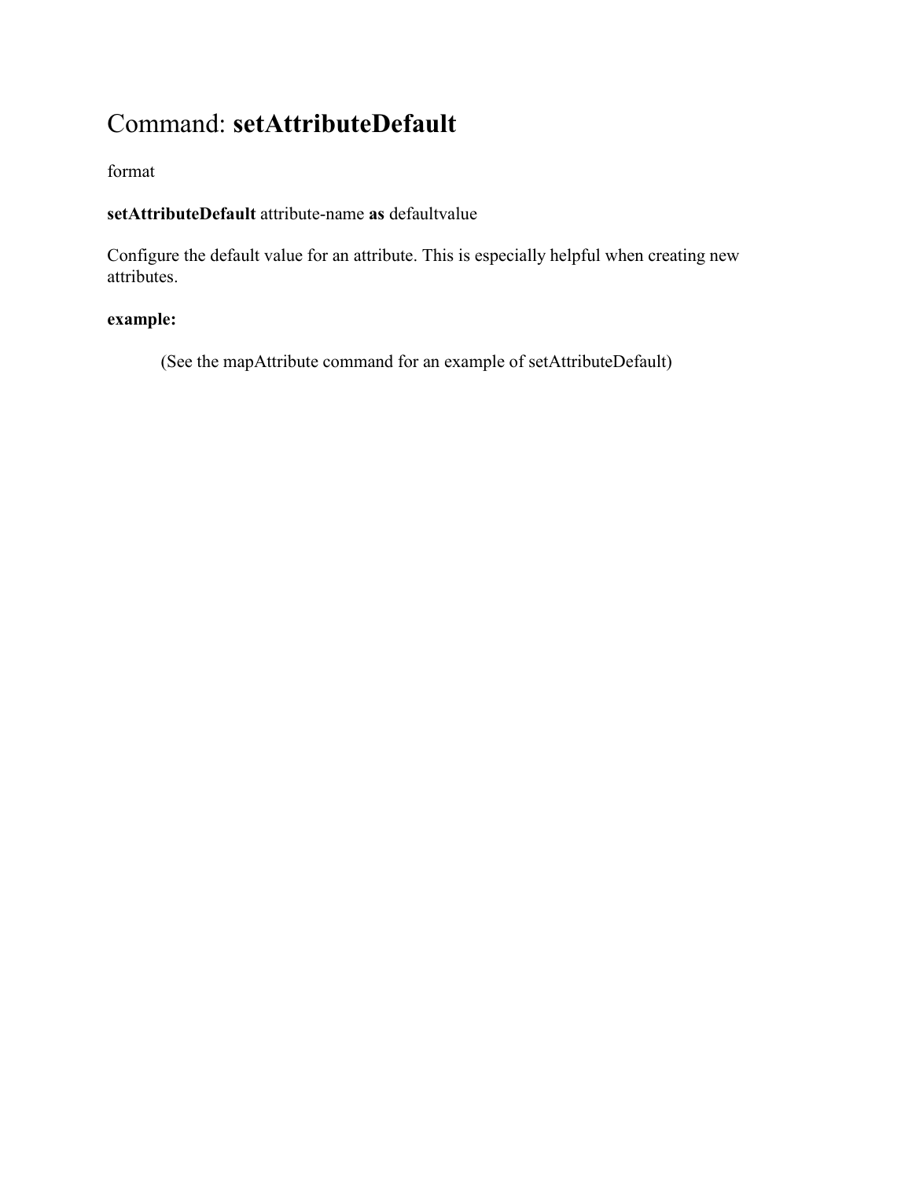# Command: **setAttributeDefault**

format

**setAttributeDefault** attribute-name **as** defaultvalue

Configure the default value for an attribute. This is especially helpful when creating new attributes.

**example:**

(See the mapAttribute command for an example of setAttributeDefault)